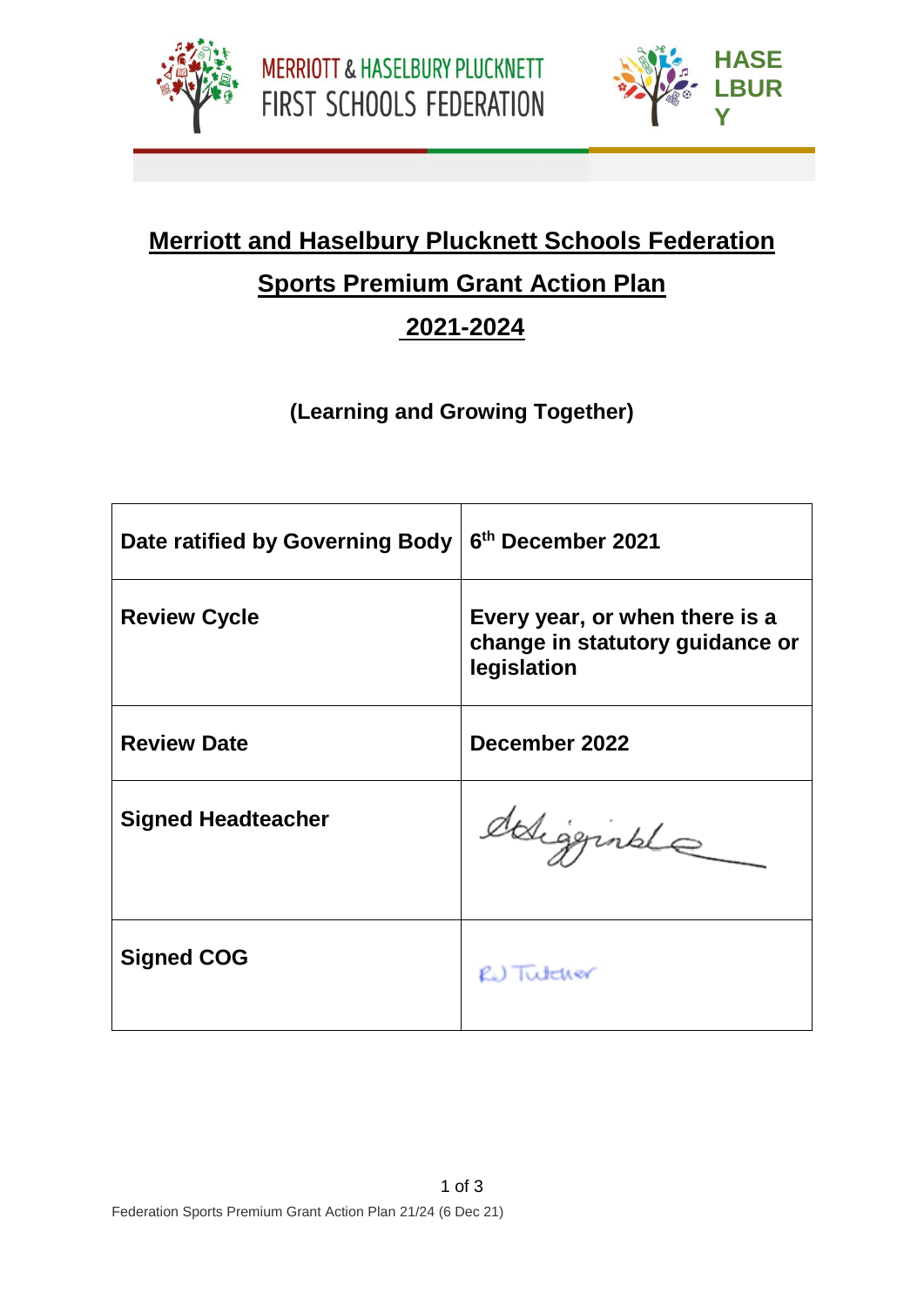MERRIOTT & HASELBURY PLUCKNETT FIRST SCHOOLS FEDERATION

HASELBURY

# Merriott and Haselbury Plucknett Schools Federation

## Sports Premium Grant Action Plan

## 2021-2024

**(Learning and Growing Together)**

| | |
|---|---|
| **Date ratified by Governing Body** | **6th December 2021** |
| **Review Cycle** | **Every year, or when there is a change in statutory guidance or legislation** |
| **Review Date** | **December 2022** |
| **Signed Headteacher** | Higginbottom |
| **Signed COG** | RJ Tutcher |

Federation Sports Premium Grant Action Plan 21/24 (6 Dec 21)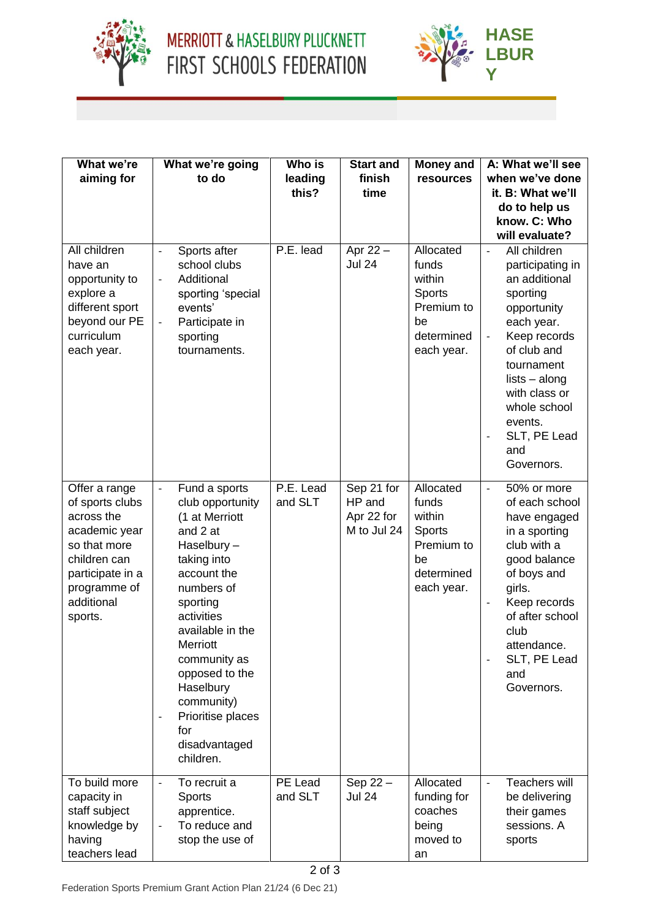| What we're aiming for | What we're going to do | Who is leading this? | Start and finish time | Money and resources | A: What we'll see when we've done it. B: What we'll do to help us know. C: Who will evaluate? |
|---|---|---|---|---|---|
| All children have an opportunity to explore a different sport beyond our PE curriculum each year. | - Sports after school clubs<br>- Additional sporting 'special events'<br>- Participate in sporting tournaments. | P.E. lead | Apr 22 – Jul 24 | Allocated funds within Sports Premium to be determined each year. | - All children participating in an additional sporting opportunity each year.<br>- Keep records of club and tournament lists – along with class or whole school events.<br>- SLT, PE Lead and Governors. |
| Offer a range of sports clubs across the academic year so that more children can participate in a programme of additional sports. | - Fund a sports club opportunity (1 at Merriott and 2 at Haselbury – taking into account the numbers of sporting activities available in the Merriott community as opposed to the Haselbury community)<br>- Prioritise places for disadvantaged children. | P.E. Lead and SLT | Sep 21 for HP and Apr 22 for M to Jul 24 | Allocated funds within Sports Premium to be determined each year. | - 50% or more of each school have engaged in a sporting club with a good balance of boys and girls.<br>- Keep records of after school club attendance.<br>- SLT, PE Lead and Governors. |
| To build more capacity in staff subject knowledge by having teachers lead | - To recruit a Sports apprentice.<br>- To reduce and stop the use of | PE Lead and SLT | Sep 22 – Jul 24 | Allocated funding for coaches being moved to an | - Teachers will be delivering their games sessions. A sports |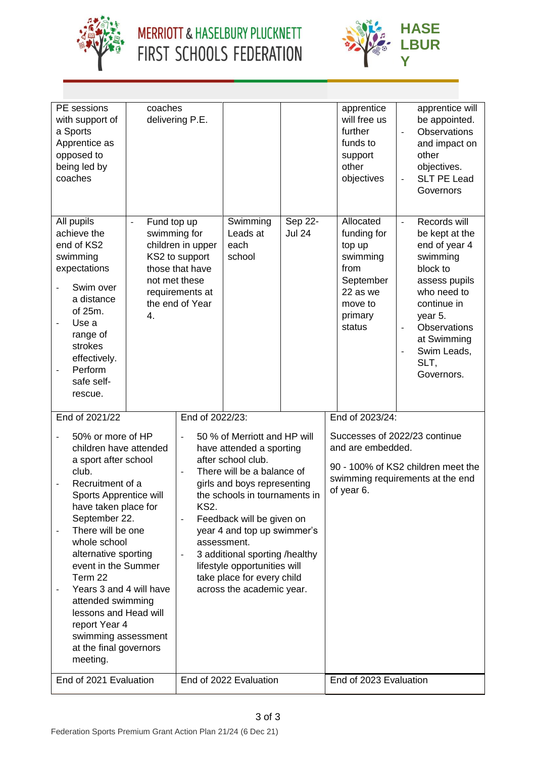| | | | | | |
|---|---|---|---|---|---|
| PE sessions with support of a Sports Apprentice as opposed to being led by coaches | coaches delivering P.E. | | | apprentice will free us further funds to support other objectives | apprentice will be appointed. - Observations and impact on other objectives. - SLT PE Lead Governors |
| All pupils achieve the end of KS2 swimming expectations - Swim over a distance of 25m. - Use a range of strokes effectively. - Perform safe self-rescue. | - Fund top up swimming for children in upper KS2 to support those that have not met these requirements at the end of Year 4. | Swimming Leads at each school | Sep 22-Jul 24 | Allocated funding for top up swimming from September 22 as we move to primary status | - Records will be kept at the end of year 4 swimming block to assess pupils who need to continue in year 5. - Observations at Swimming - Swim Leads, SLT, Governors. |

| End of 2021/22 | End of 2022/23: | End of 2023/24: |
|---|---|---|
| - 50% or more of HP children have attended a sport after school club. - Recruitment of a Sports Apprentice will have taken place for September 22. - There will be one whole school alternative sporting event in the Summer Term 22 - Years 3 and 4 will have attended swimming lessons and Head will report Year 4 swimming assessment at the final governors meeting. | - 50 % of Merriott and HP will have attended a sporting after school club. - There will be a balance of girls and boys representing the schools in tournaments in KS2. - Feedback will be given on year 4 and top up swimmer's assessment. - 3 additional sporting /healthy lifestyle opportunities will take place for every child across the academic year. | Successes of 2022/23 continue and are embedded. 90 - 100% of KS2 children meet the swimming requirements at the end of year 6. |
| End of 2021 Evaluation | End of 2022 Evaluation | End of 2023 Evaluation |

Federation Sports Premium Grant Action Plan 21/24 (6 Dec 21)